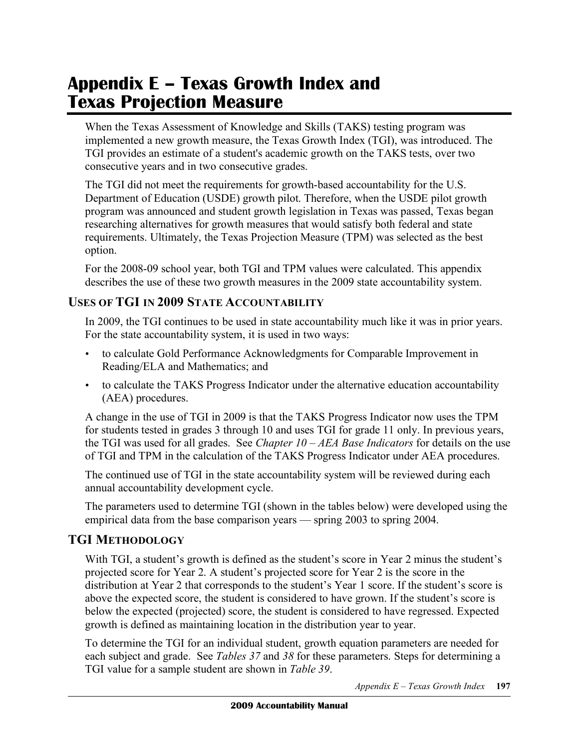# Appendix E – Texas Growth Index and Texas Projection Measure

When the Texas Assessment of Knowledge and Skills (TAKS) testing program was implemented a new growth measure, the Texas Growth Index (TGI), was introduced. The TGI provides an estimate of a student's academic growth on the TAKS tests, over two consecutive years and in two consecutive grades.

The TGI did not meet the requirements for growth-based accountability for the U.S. Department of Education (USDE) growth pilot. Therefore, when the USDE pilot growth program was announced and student growth legislation in Texas was passed, Texas began researching alternatives for growth measures that would satisfy both federal and state requirements. Ultimately, the Texas Projection Measure (TPM) was selected as the best option.

For the 2008-09 school year, both TGI and TPM values were calculated. This appendix describes the use of these two growth measures in the 2009 state accountability system.

## USES OF TGI IN 2009 STATE ACCOUNTABILITY

In 2009, the TGI continues to be used in state accountability much like it was in prior years. For the state accountability system, it is used in two ways:

- to calculate Gold Performance Acknowledgments for Comparable Improvement in Reading/ELA and Mathematics; and
- to calculate the TAKS Progress Indicator under the alternative education accountability (AEA) procedures.

A change in the use of TGI in 2009 is that the TAKS Progress Indicator now uses the TPM for students tested in grades 3 through 10 and uses TGI for grade 11 only. In previous years, the TGI was used for all grades. See *Chapter 10 – AEA Base Indicators* for details on the use of TGI and TPM in the calculation of the TAKS Progress Indicator under AEA procedures.

The continued use of TGI in the state accountability system will be reviewed during each annual accountability development cycle.

The parameters used to determine TGI (shown in the tables below) were developed using the empirical data from the base comparison years — spring 2003 to spring 2004.

## TGI METHODOLOGY

With TGI, a student's growth is defined as the student's score in Year 2 minus the student's projected score for Year 2. A student's projected score for Year 2 is the score in the distribution at Year 2 that corresponds to the student's Year 1 score. If the student's score is above the expected score, the student is considered to have grown. If the student's score is below the expected (projected) score, the student is considered to have regressed. Expected growth is defined as maintaining location in the distribution year to year.

To determine the TGI for an individual student, growth equation parameters are needed for each subject and grade. See *Tables 37* and *38* for these parameters. Steps for determining a TGI value for a sample student are shown in *Table 39*.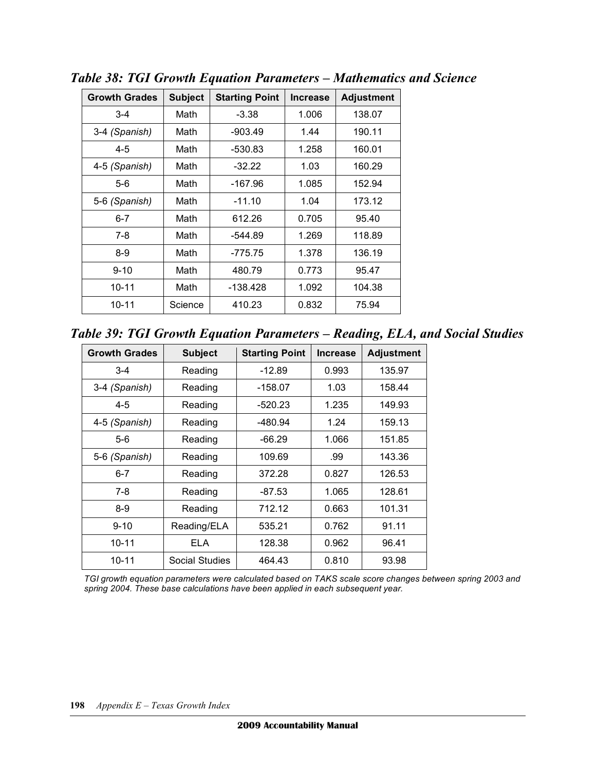***Table 38: TGI Growth Equation Parameters – Mathematics and Science***

| Growth Grades | Subject | Starting Point | Increase | Adjustment |
|---|---|---|---|---|
| 3-4 | Math | -3.38 | 1.006 | 138.07 |
| 3-4 *(Spanish)* | Math | -903.49 | 1.44 | 190.11 |
| 4-5 | Math | -530.83 | 1.258 | 160.01 |
| 4-5 *(Spanish)* | Math | -32.22 | 1.03 | 160.29 |
| 5-6 | Math | -167.96 | 1.085 | 152.94 |
| 5-6 *(Spanish)* | Math | -11.10 | 1.04 | 173.12 |
| 6-7 | Math | 612.26 | 0.705 | 95.40 |
| 7-8 | Math | -544.89 | 1.269 | 118.89 |
| 8-9 | Math | -775.75 | 1.378 | 136.19 |
| 9-10 | Math | 480.79 | 0.773 | 95.47 |
| 10-11 | Math | -138.428 | 1.092 | 104.38 |
| 10-11 | Science | 410.23 | 0.832 | 75.94 |

***Table 39: TGI Growth Equation Parameters – Reading, ELA, and Social Studies***

| Growth Grades | Subject | Starting Point | Increase | Adjustment |
|---|---|---|---|---|
| 3-4 | Reading | -12.89 | 0.993 | 135.97 |
| 3-4 *(Spanish)* | Reading | -158.07 | 1.03 | 158.44 |
| 4-5 | Reading | -520.23 | 1.235 | 149.93 |
| 4-5 *(Spanish)* | Reading | -480.94 | 1.24 | 159.13 |
| 5-6 | Reading | -66.29 | 1.066 | 151.85 |
| 5-6 *(Spanish)* | Reading | 109.69 | .99 | 143.36 |
| 6-7 | Reading | 372.28 | 0.827 | 126.53 |
| 7-8 | Reading | -87.53 | 1.065 | 128.61 |
| 8-9 | Reading | 712.12 | 0.663 | 101.31 |
| 9-10 | Reading/ELA | 535.21 | 0.762 | 91.11 |
| 10-11 | ELA | 128.38 | 0.962 | 96.41 |
| 10-11 | Social Studies | 464.43 | 0.810 | 93.98 |

*TGI growth equation parameters were calculated based on TAKS scale score changes between spring 2003 and spring 2004. These base calculations have been applied in each subsequent year.*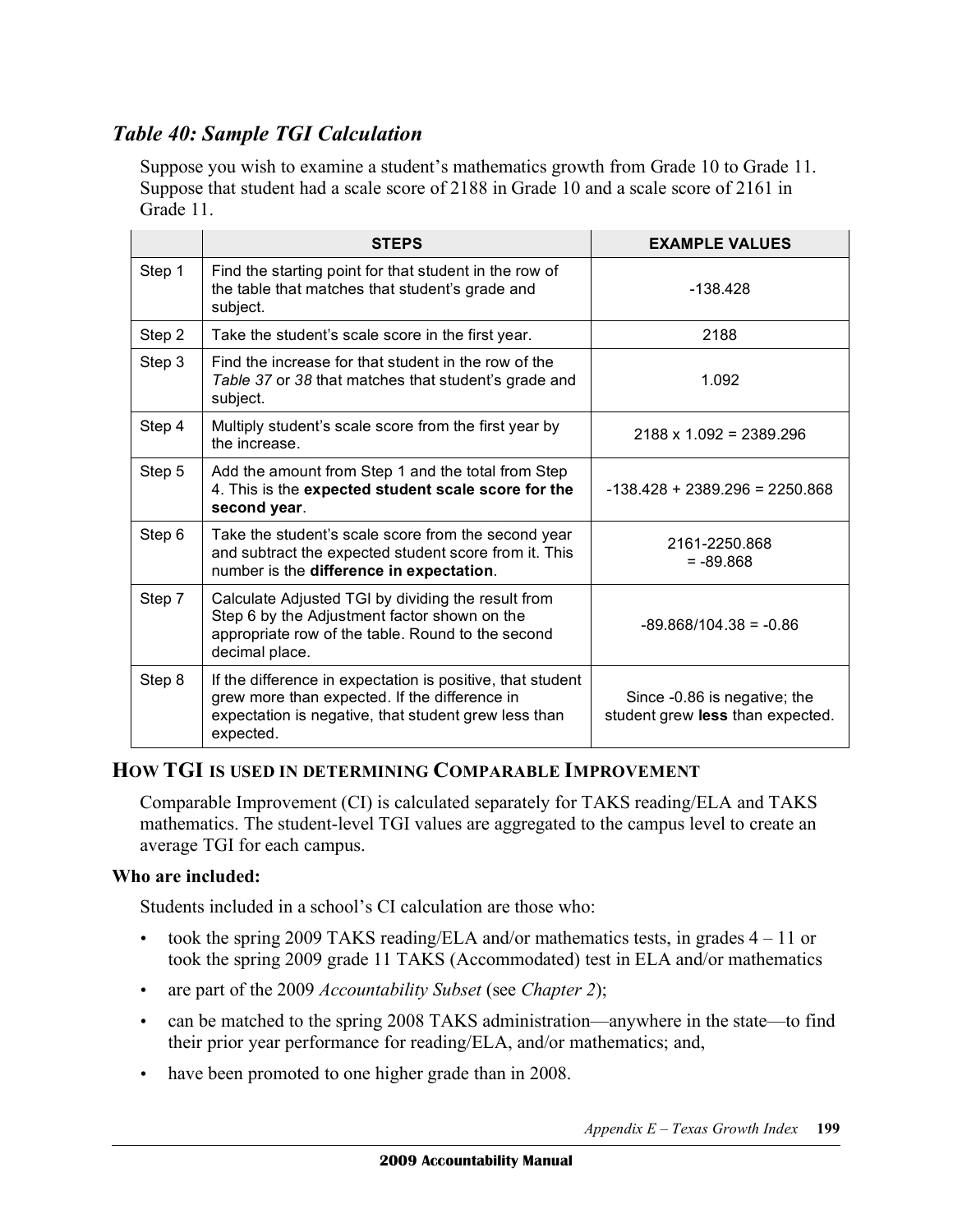### *Table 40: Sample TGI Calculation*

Suppose you wish to examine a student's mathematics growth from Grade 10 to Grade 11. Suppose that student had a scale score of 2188 in Grade 10 and a scale score of 2161 in Grade 11.

| | STEPS | EXAMPLE VALUES |
|---|---|---|
| Step 1 | Find the starting point for that student in the row of the table that matches that student's grade and subject. | -138.428 |
| Step 2 | Take the student's scale score in the first year. | 2188 |
| Step 3 | Find the increase for that student in the row of the *Table 37* or *38* that matches that student's grade and subject. | 1.092 |
| Step 4 | Multiply student's scale score from the first year by the increase. | 2188 x 1.092 = 2389.296 |
| Step 5 | Add the amount from Step 1 and the total from Step 4. This is the **expected student scale score for the second year**. | -138.428 + 2389.296 = 2250.868 |
| Step 6 | Take the student's scale score from the second year and subtract the expected student score from it. This number is the **difference in expectation**. | 2161-2250.868 = -89.868 |
| Step 7 | Calculate Adjusted TGI by dividing the result from Step 6 by the Adjustment factor shown on the appropriate row of the table. Round to the second decimal place. | -89.868/104.38 = -0.86 |
| Step 8 | If the difference in expectation is positive, that student grew more than expected. If the difference in expectation is negative, that student grew less than expected. | Since -0.86 is negative; the student grew **less** than expected. |

## HOW TGI IS USED IN DETERMINING COMPARABLE IMPROVEMENT

Comparable Improvement (CI) is calculated separately for TAKS reading/ELA and TAKS mathematics. The student-level TGI values are aggregated to the campus level to create an average TGI for each campus.

**Who are included:**

Students included in a school's CI calculation are those who:

- took the spring 2009 TAKS reading/ELA and/or mathematics tests, in grades 4 – 11 or took the spring 2009 grade 11 TAKS (Accommodated) test in ELA and/or mathematics
- are part of the 2009 *Accountability Subset* (see *Chapter 2*);
- can be matched to the spring 2008 TAKS administration—anywhere in the state—to find their prior year performance for reading/ELA, and/or mathematics; and,
- have been promoted to one higher grade than in 2008.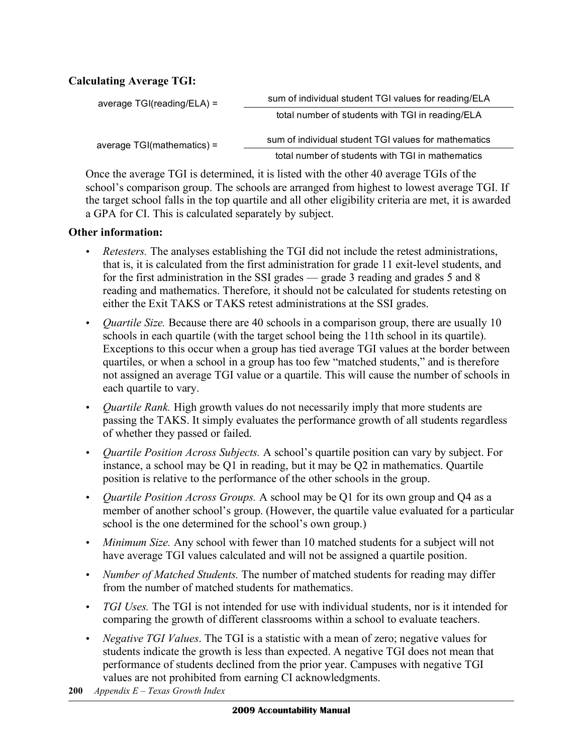**Calculating Average TGI:**

$$\text{average TGI(reading/ELA)} = \frac{\text{sum of individual student TGI values for reading/ELA}}{\text{total number of students with TGI in reading/ELA}}$$

$$\text{average TGI(mathematics)} = \frac{\text{sum of individual student TGI values for mathematics}}{\text{total number of students with TGI in mathematics}}$$

Once the average TGI is determined, it is listed with the other 40 average TGIs of the school's comparison group. The schools are arranged from highest to lowest average TGI. If the target school falls in the top quartile and all other eligibility criteria are met, it is awarded a GPA for CI. This is calculated separately by subject.

**Other information:**

- *Retesters.* The analyses establishing the TGI did not include the retest administrations, that is, it is calculated from the first administration for grade 11 exit-level students, and for the first administration in the SSI grades — grade 3 reading and grades 5 and 8 reading and mathematics. Therefore, it should not be calculated for students retesting on either the Exit TAKS or TAKS retest administrations at the SSI grades.
- *Quartile Size.* Because there are 40 schools in a comparison group, there are usually 10 schools in each quartile (with the target school being the 11th school in its quartile). Exceptions to this occur when a group has tied average TGI values at the border between quartiles, or when a school in a group has too few "matched students," and is therefore not assigned an average TGI value or a quartile. This will cause the number of schools in each quartile to vary.
- *Quartile Rank.* High growth values do not necessarily imply that more students are passing the TAKS. It simply evaluates the performance growth of all students regardless of whether they passed or failed.
- *Quartile Position Across Subjects.* A school's quartile position can vary by subject. For instance, a school may be Q1 in reading, but it may be Q2 in mathematics. Quartile position is relative to the performance of the other schools in the group.
- *Quartile Position Across Groups.* A school may be Q1 for its own group and Q4 as a member of another school's group. (However, the quartile value evaluated for a particular school is the one determined for the school's own group.)
- *Minimum Size.* Any school with fewer than 10 matched students for a subject will not have average TGI values calculated and will not be assigned a quartile position.
- *Number of Matched Students.* The number of matched students for reading may differ from the number of matched students for mathematics.
- *TGI Uses.* The TGI is not intended for use with individual students, nor is it intended for comparing the growth of different classrooms within a school to evaluate teachers.
- *Negative TGI Values*. The TGI is a statistic with a mean of zero; negative values for students indicate the growth is less than expected. A negative TGI does not mean that performance of students declined from the prior year. Campuses with negative TGI values are not prohibited from earning CI acknowledgments.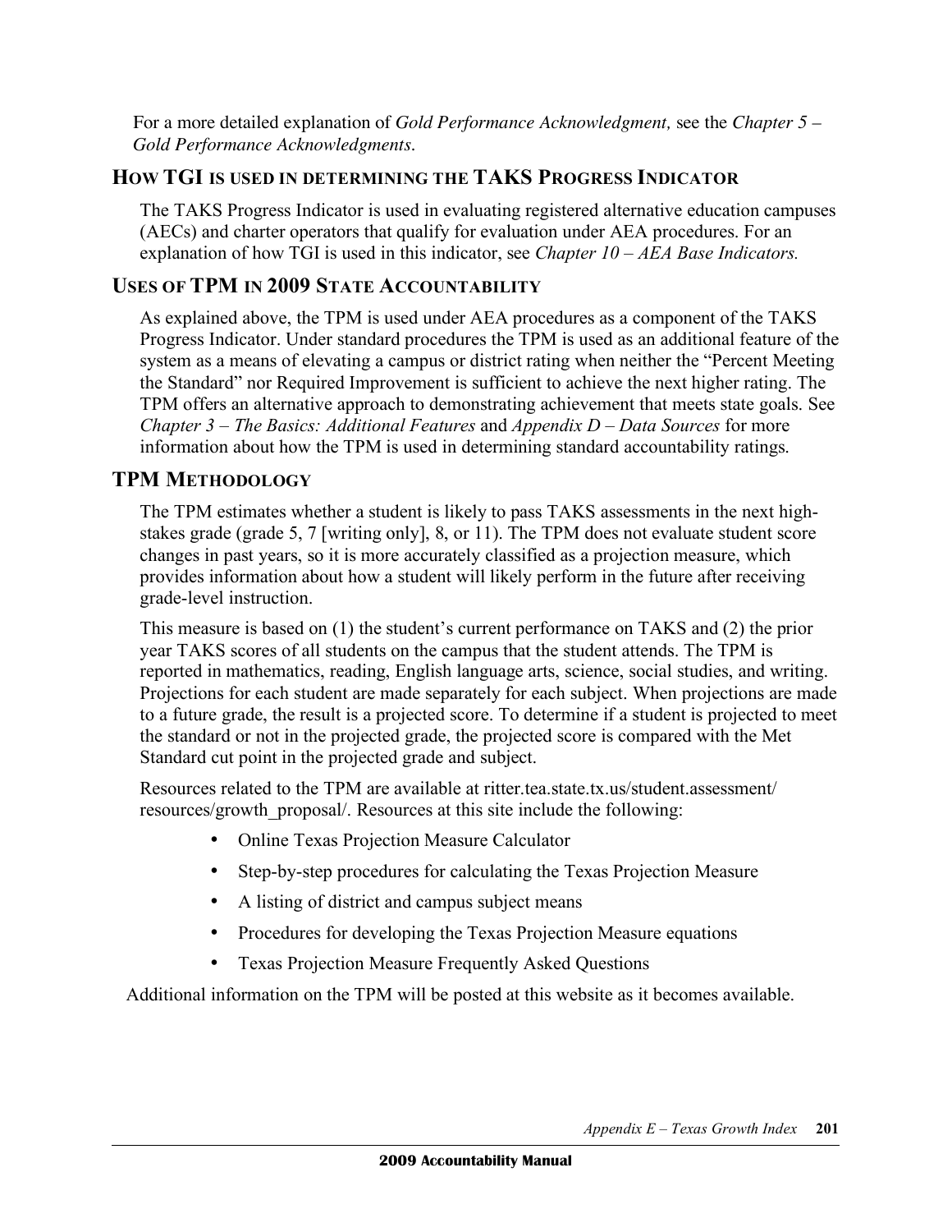For a more detailed explanation of *Gold Performance Acknowledgment,* see the *Chapter 5 – Gold Performance Acknowledgments*.

## How TGI is used in determining the TAKS Progress Indicator

The TAKS Progress Indicator is used in evaluating registered alternative education campuses (AECs) and charter operators that qualify for evaluation under AEA procedures. For an explanation of how TGI is used in this indicator, see *Chapter 10 – AEA Base Indicators.*

## Uses of TPM in 2009 State Accountability

As explained above, the TPM is used under AEA procedures as a component of the TAKS Progress Indicator. Under standard procedures the TPM is used as an additional feature of the system as a means of elevating a campus or district rating when neither the "Percent Meeting the Standard" nor Required Improvement is sufficient to achieve the next higher rating. The TPM offers an alternative approach to demonstrating achievement that meets state goals. See *Chapter 3 – The Basics: Additional Features* and *Appendix D – Data Sources* for more information about how the TPM is used in determining standard accountability ratings.

## TPM Methodology

The TPM estimates whether a student is likely to pass TAKS assessments in the next high-stakes grade (grade 5, 7 [writing only], 8, or 11). The TPM does not evaluate student score changes in past years, so it is more accurately classified as a projection measure, which provides information about how a student will likely perform in the future after receiving grade-level instruction.

This measure is based on (1) the student's current performance on TAKS and (2) the prior year TAKS scores of all students on the campus that the student attends. The TPM is reported in mathematics, reading, English language arts, science, social studies, and writing. Projections for each student are made separately for each subject. When projections are made to a future grade, the result is a projected score. To determine if a student is projected to meet the standard or not in the projected grade, the projected score is compared with the Met Standard cut point in the projected grade and subject.

Resources related to the TPM are available at ritter.tea.state.tx.us/student.assessment/resources/growth_proposal/. Resources at this site include the following:

- Online Texas Projection Measure Calculator
- Step-by-step procedures for calculating the Texas Projection Measure
- A listing of district and campus subject means
- Procedures for developing the Texas Projection Measure equations
- Texas Projection Measure Frequently Asked Questions

Additional information on the TPM will be posted at this website as it becomes available.